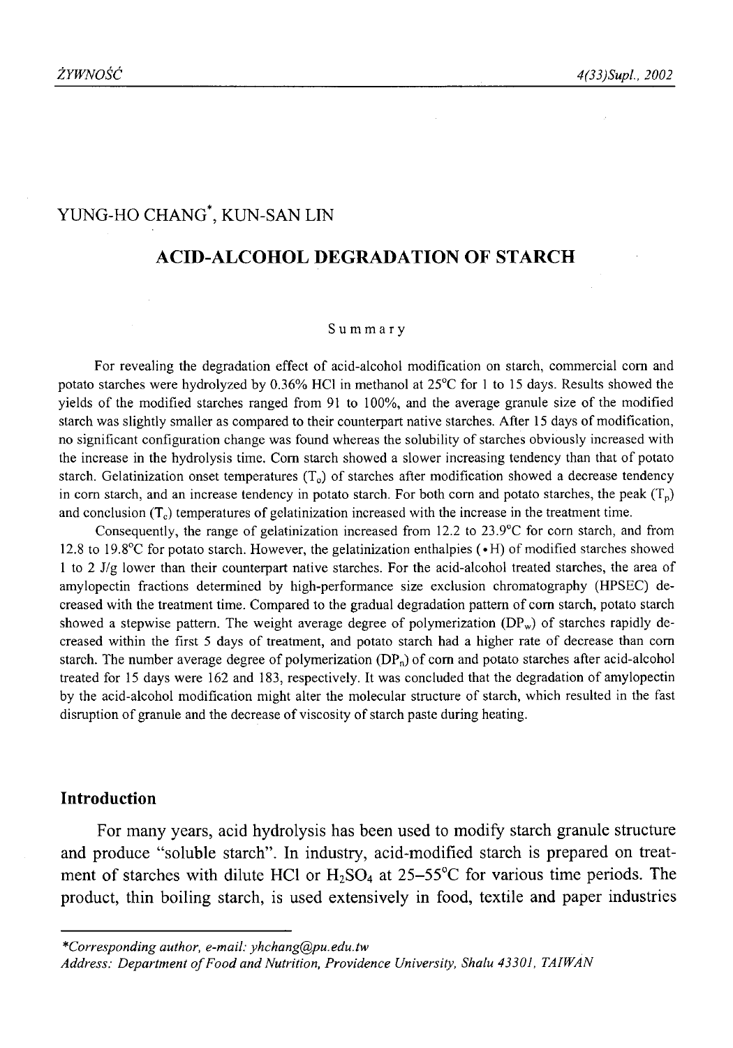YUNG-HO CHANG*, KUN-SAN LIN

# ACID-ALCOHOL DEGRADATION OF STARCH

## Summary

For revealing the degradation effect of acid-alcohol modification on starch, commercial corn and potato starches were hydrolyzed by 0.36% HCl in methanol at 25°C for 1 to 15 days. Results showed the yields of the modified starches ranged from 91 to 100%, and the average granule size of the modified starch was slightly smaller as compared to their counterpart native starches. After 15 days of modification, no significant configuration change was found whereas the solubility of starches obviously increased with the increase in the hydrolysis time. Corn starch showed a slower increasing tendency than that of potato starch. Gelatinization onset temperatures ($T_o$) of starches after modification showed a decrease tendency in corn starch, and an increase tendency in potato starch. For both corn and potato starches, the peak ($T_p$) and conclusion ($T_c$) temperatures of gelatinization increased with the increase in the treatment time.

Consequently, the range of gelatinization increased from 12.2 to 23.9°C for corn starch, and from 12.8 to 19.8°C for potato starch. However, the gelatinization enthalpies (•H) of modified starches showed 1 to 2 J/g lower than their counterpart native starches. For the acid-alcohol treated starches, the area of amylopectin fractions determined by high-performance size exclusion chromatography (HPSEC) decreased with the treatment time. Compared to the gradual degradation pattern of corn starch, potato starch showed a stepwise pattern. The weight average degree of polymerization ($DP_w$) of starches rapidly decreased within the first 5 days of treatment, and potato starch had a higher rate of decrease than corn starch. The number average degree of polymerization ($DP_n$) of corn and potato starches after acid-alcohol treated for 15 days were 162 and 183, respectively. It was concluded that the degradation of amylopectin by the acid-alcohol modification might alter the molecular structure of starch, which resulted in the fast disruption of granule and the decrease of viscosity of starch paste during heating.

## Introduction

For many years, acid hydrolysis has been used to modify starch granule structure and produce "soluble starch". In industry, acid-modified starch is prepared on treatment of starches with dilute HCl or $H_2SO_4$ at 25–55°C for various time periods. The product, thin boiling starch, is used extensively in food, textile and paper industries

---

*Corresponding author, e-mail: yhchang@pu.edu.tw

Address: Department of Food and Nutrition, Providence University, Shalu 43301, TAIWAN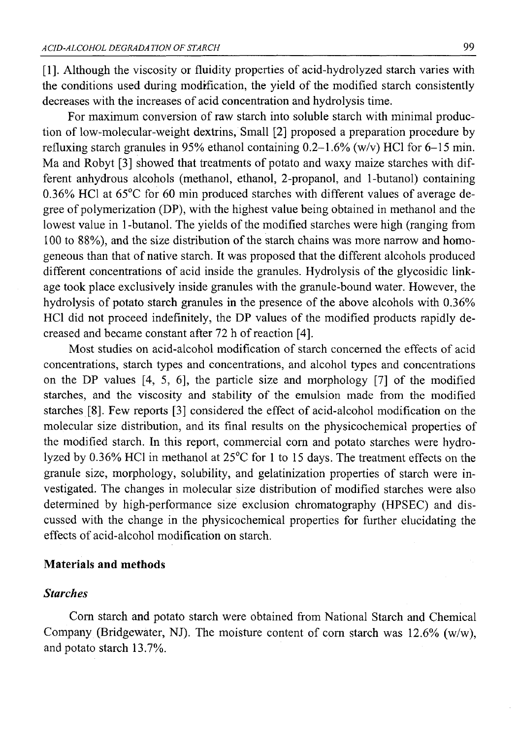[1]. Although the viscosity or fluidity properties of acid-hydrolyzed starch varies with the conditions used during modification, the yield of the modified starch consistently decreases with the increases of acid concentration and hydrolysis time.

For maximum conversion of raw starch into soluble starch with minimal production of low-molecular-weight dextrins, Small [2] proposed a preparation procedure by refluxing starch granules in 95% ethanol containing 0.2–1.6% (w/v) HCl for 6–15 min. Ma and Robyt [3] showed that treatments of potato and waxy maize starches with different anhydrous alcohols (methanol, ethanol, 2-propanol, and 1-butanol) containing 0.36% HCl at 65°C for 60 min produced starches with different values of average degree of polymerization (DP), with the highest value being obtained in methanol and the lowest value in 1-butanol. The yields of the modified starches were high (ranging from 100 to 88%), and the size distribution of the starch chains was more narrow and homogeneous than that of native starch. It was proposed that the different alcohols produced different concentrations of acid inside the granules. Hydrolysis of the glycosidic linkage took place exclusively inside granules with the granule-bound water. However, the hydrolysis of potato starch granules in the presence of the above alcohols with 0.36% HCl did not proceed indefinitely, the DP values of the modified products rapidly decreased and became constant after 72 h of reaction [4].

Most studies on acid-alcohol modification of starch concerned the effects of acid concentrations, starch types and concentrations, and alcohol types and concentrations on the DP values [4, 5, 6], the particle size and morphology [7] of the modified starches, and the viscosity and stability of the emulsion made from the modified starches [8]. Few reports [3] considered the effect of acid-alcohol modification on the molecular size distribution, and its final results on the physicochemical properties of the modified starch. In this report, commercial corn and potato starches were hydrolyzed by 0.36% HCl in methanol at 25°C for 1 to 15 days. The treatment effects on the granule size, morphology, solubility, and gelatinization properties of starch were investigated. The changes in molecular size distribution of modified starches were also determined by high-performance size exclusion chromatography (HPSEC) and discussed with the change in the physicochemical properties for further elucidating the effects of acid-alcohol modification on starch.

## Materials and methods

### *Starches*

Corn starch and potato starch were obtained from National Starch and Chemical Company (Bridgewater, NJ). The moisture content of corn starch was 12.6% (w/w), and potato starch 13.7%.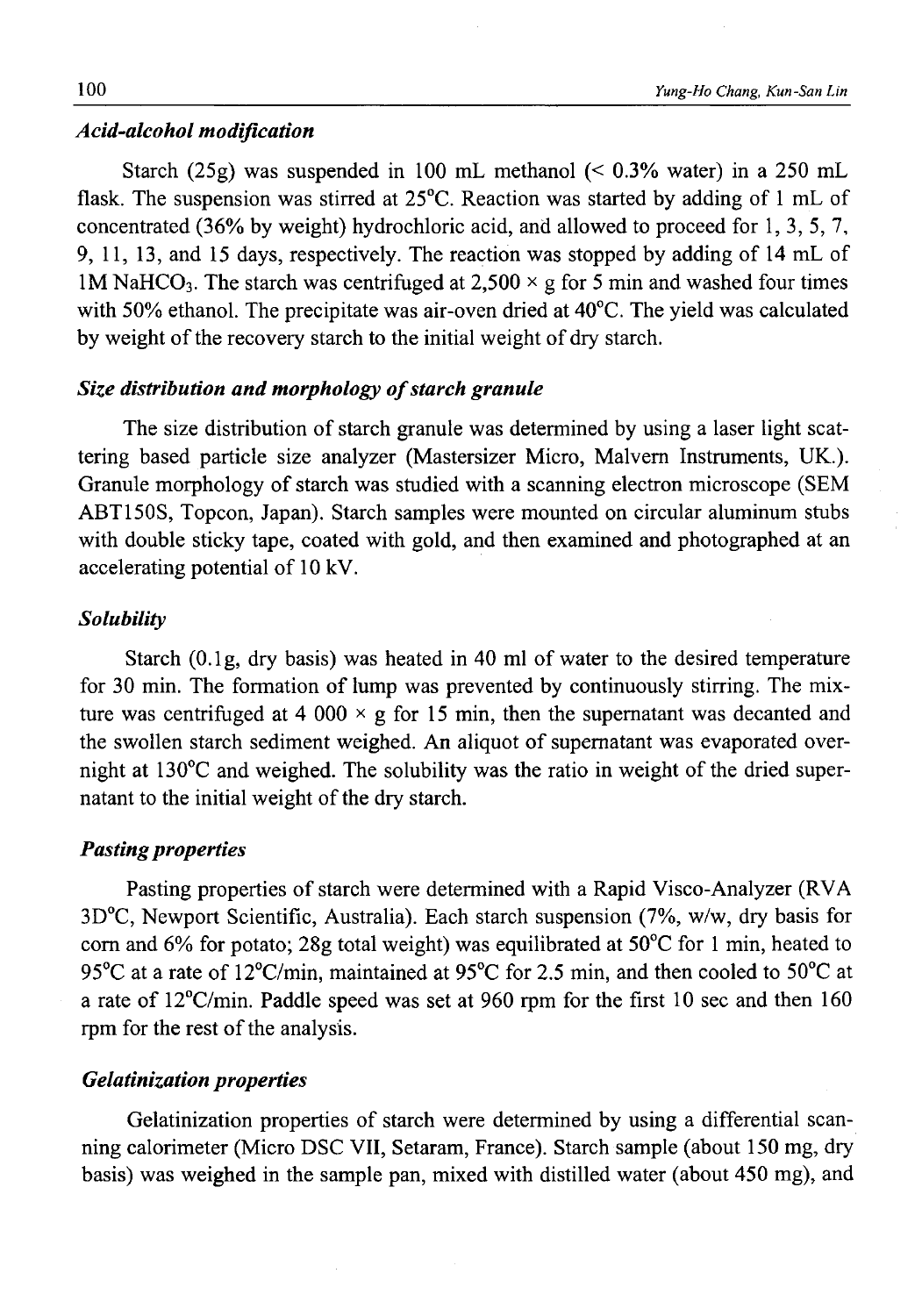### *Acid-alcohol modification*

Starch (25g) was suspended in 100 mL methanol (< 0.3% water) in a 250 mL flask. The suspension was stirred at 25°C. Reaction was started by adding of 1 mL of concentrated (36% by weight) hydrochloric acid, and allowed to proceed for 1, 3, 5, 7, 9, 11, 13, and 15 days, respectively. The reaction was stopped by adding of 14 mL of 1M $NaHCO_3$. The starch was centrifuged at 2,500 × g for 5 min and washed four times with 50% ethanol. The precipitate was air-oven dried at 40°C. The yield was calculated by weight of the recovery starch to the initial weight of dry starch.

### *Size distribution and morphology of starch granule*

The size distribution of starch granule was determined by using a laser light scattering based particle size analyzer (Mastersizer Micro, Malvern Instruments, UK.). Granule morphology of starch was studied with a scanning electron microscope (SEM ABT150S, Topcon, Japan). Starch samples were mounted on circular aluminum stubs with double sticky tape, coated with gold, and then examined and photographed at an accelerating potential of 10 kV.

### *Solubility*

Starch (0.1g, dry basis) was heated in 40 ml of water to the desired temperature for 30 min. The formation of lump was prevented by continuously stirring. The mixture was centrifuged at 4 000 × g for 15 min, then the supernatant was decanted and the swollen starch sediment weighed. An aliquot of supernatant was evaporated overnight at 130°C and weighed. The solubility was the ratio in weight of the dried supernatant to the initial weight of the dry starch.

### *Pasting properties*

Pasting properties of starch were determined with a Rapid Visco-Analyzer (RVA 3D°C, Newport Scientific, Australia). Each starch suspension (7%, w/w, dry basis for corn and 6% for potato; 28g total weight) was equilibrated at 50°C for 1 min, heated to 95°C at a rate of 12°C/min, maintained at 95°C for 2.5 min, and then cooled to 50°C at a rate of 12°C/min. Paddle speed was set at 960 rpm for the first 10 sec and then 160 rpm for the rest of the analysis.

### *Gelatinization properties*

Gelatinization properties of starch were determined by using a differential scanning calorimeter (Micro DSC VII, Setaram, France). Starch sample (about 150 mg, dry basis) was weighed in the sample pan, mixed with distilled water (about 450 mg), and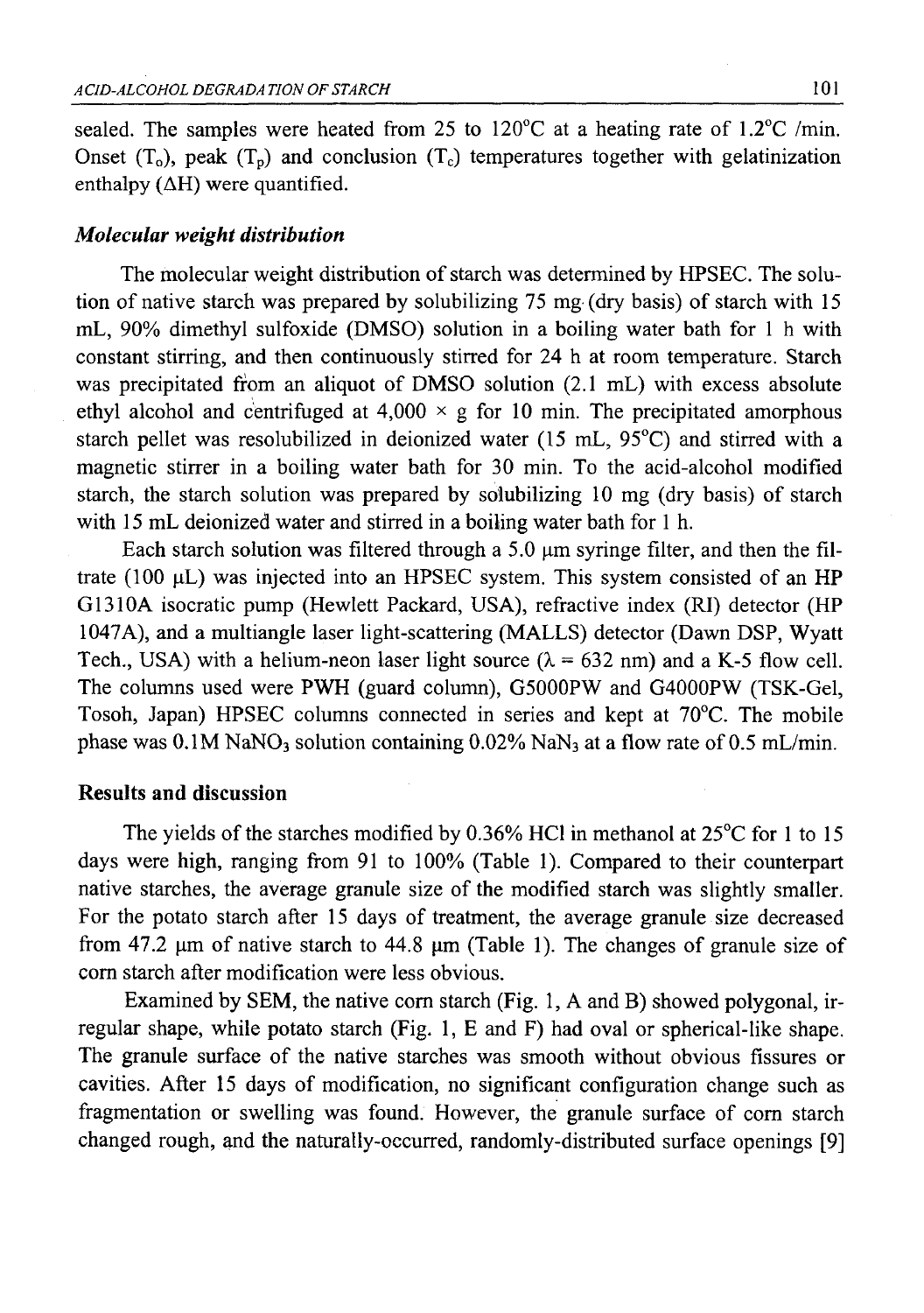sealed. The samples were heated from 25 to 120°C at a heating rate of 1.2°C /min. Onset ($T_o$), peak ($T_p$) and conclusion ($T_c$) temperatures together with gelatinization enthalpy ($\Delta H$) were quantified.

### *Molecular weight distribution*

The molecular weight distribution of starch was determined by HPSEC. The solution of native starch was prepared by solubilizing 75 mg (dry basis) of starch with 15 mL, 90% dimethyl sulfoxide (DMSO) solution in a boiling water bath for 1 h with constant stirring, and then continuously stirred for 24 h at room temperature. Starch was precipitated from an aliquot of DMSO solution (2.1 mL) with excess absolute ethyl alcohol and centrifuged at 4,000 × g for 10 min. The precipitated amorphous starch pellet was resolubilized in deionized water (15 mL, 95°C) and stirred with a magnetic stirrer in a boiling water bath for 30 min. To the acid-alcohol modified starch, the starch solution was prepared by solubilizing 10 mg (dry basis) of starch with 15 mL deionized water and stirred in a boiling water bath for 1 h.

Each starch solution was filtered through a 5.0 μm syringe filter, and then the filtrate (100 μL) was injected into an HPSEC system. This system consisted of an HP G1310A isocratic pump (Hewlett Packard, USA), refractive index (RI) detector (HP 1047A), and a multiangle laser light-scattering (MALLS) detector (Dawn DSP, Wyatt Tech., USA) with a helium-neon laser light source ($\lambda$ = 632 nm) and a K-5 flow cell. The columns used were PWH (guard column), G5000PW and G4000PW (TSK-Gel, Tosoh, Japan) HPSEC columns connected in series and kept at 70°C. The mobile phase was 0.1M $NaNO_3$ solution containing 0.02% $NaN_3$ at a flow rate of 0.5 mL/min.

## Results and discussion

The yields of the starches modified by 0.36% HCl in methanol at 25°C for 1 to 15 days were high, ranging from 91 to 100% (Table 1). Compared to their counterpart native starches, the average granule size of the modified starch was slightly smaller. For the potato starch after 15 days of treatment, the average granule size decreased from 47.2 μm of native starch to 44.8 μm (Table 1). The changes of granule size of corn starch after modification were less obvious.

Examined by SEM, the native corn starch (Fig. 1, A and B) showed polygonal, irregular shape, while potato starch (Fig. 1, E and F) had oval or spherical-like shape. The granule surface of the native starches was smooth without obvious fissures or cavities. After 15 days of modification, no significant configuration change such as fragmentation or swelling was found. However, the granule surface of corn starch changed rough, and the naturally-occurred, randomly-distributed surface openings [9]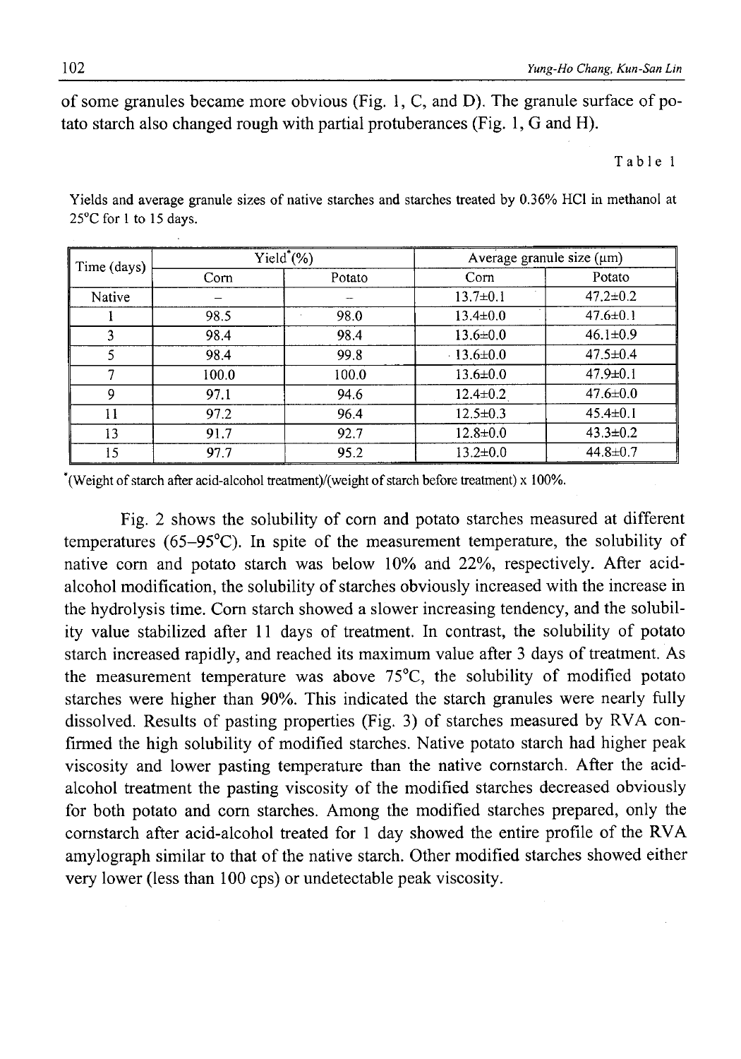of some granules became more obvious (Fig. 1, C, and D). The granule surface of potato starch also changed rough with partial protuberances (Fig. 1, G and H).

Table 1

Yields and average granule sizes of native starches and starches treated by 0.36% HCl in methanol at 25°C for 1 to 15 days.

| Time (days) | Yield* (%) | | Average granule size (μm) | |
|---|---|---|---|---|
| | Corn | Potato | Corn | Potato |
| Native | – | – | 13.7±0.1 | 47.2±0.2 |
| 1 | 98.5 | 98.0 | 13.4±0.0 | 47.6±0.1 |
| 3 | 98.4 | 98.4 | 13.6±0.0 | 46.1±0.9 |
| 5 | 98.4 | 99.8 | 13.6±0.0 | 47.5±0.4 |
| 7 | 100.0 | 100.0 | 13.6±0.0 | 47.9±0.1 |
| 9 | 97.1 | 94.6 | 12.4±0.2 | 47.6±0.0 |
| 11 | 97.2 | 96.4 | 12.5±0.3 | 45.4±0.1 |
| 13 | 91.7 | 92.7 | 12.8±0.0 | 43.3±0.2 |
| 15 | 97.7 | 95.2 | 13.2±0.0 | 44.8±0.7 |

*(Weight of starch after acid-alcohol treatment)/(weight of starch before treatment) x 100%.

Fig. 2 shows the solubility of corn and potato starches measured at different temperatures (65–95°C). In spite of the measurement temperature, the solubility of native corn and potato starch was below 10% and 22%, respectively. After acid-alcohol modification, the solubility of starches obviously increased with the increase in the hydrolysis time. Corn starch showed a slower increasing tendency, and the solubility value stabilized after 11 days of treatment. In contrast, the solubility of potato starch increased rapidly, and reached its maximum value after 3 days of treatment. As the measurement temperature was above 75°C, the solubility of modified potato starches were higher than 90%. This indicated the starch granules were nearly fully dissolved. Results of pasting properties (Fig. 3) of starches measured by RVA confirmed the high solubility of modified starches. Native potato starch had higher peak viscosity and lower pasting temperature than the native cornstarch. After the acid-alcohol treatment the pasting viscosity of the modified starches decreased obviously for both potato and corn starches. Among the modified starches prepared, only the cornstarch after acid-alcohol treated for 1 day showed the entire profile of the RVA amylograph similar to that of the native starch. Other modified starches showed either very lower (less than 100 cps) or undetectable peak viscosity.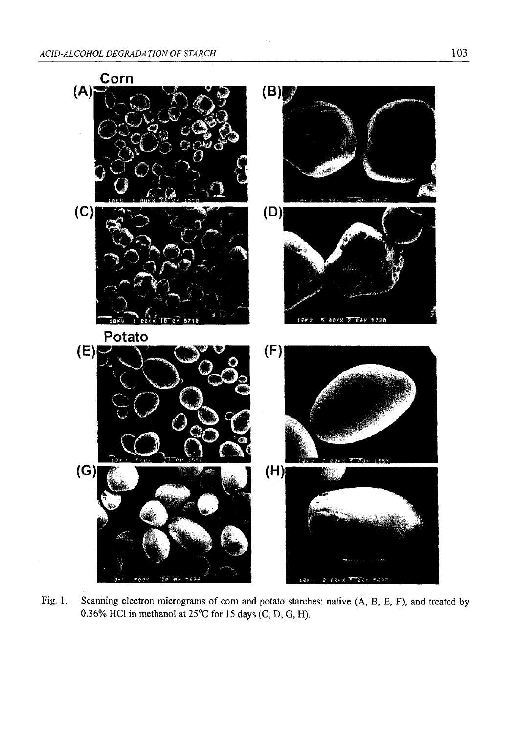Fig. 1. Scanning electron micrograms of corn and potato starches: native (A, B, E, F), and treated by 0.36% HCl in methanol at 25°C for 15 days (C, D, G, H).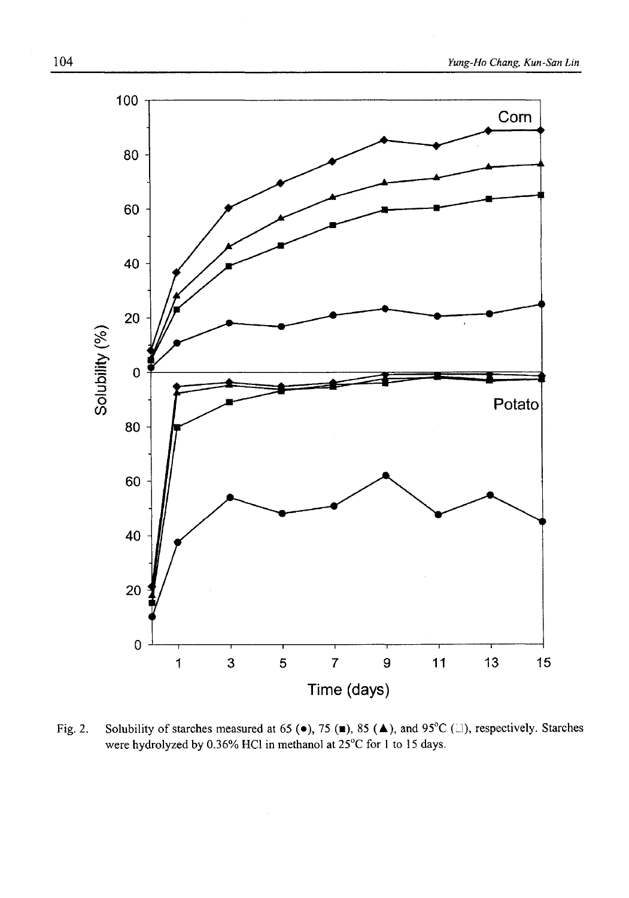Fig. 2. Solubility of starches measured at 65 (●), 75 (■), 85 (▲), and 95°C (□), respectively. Starches were hydrolyzed by 0.36% HCl in methanol at 25°C for 1 to 15 days.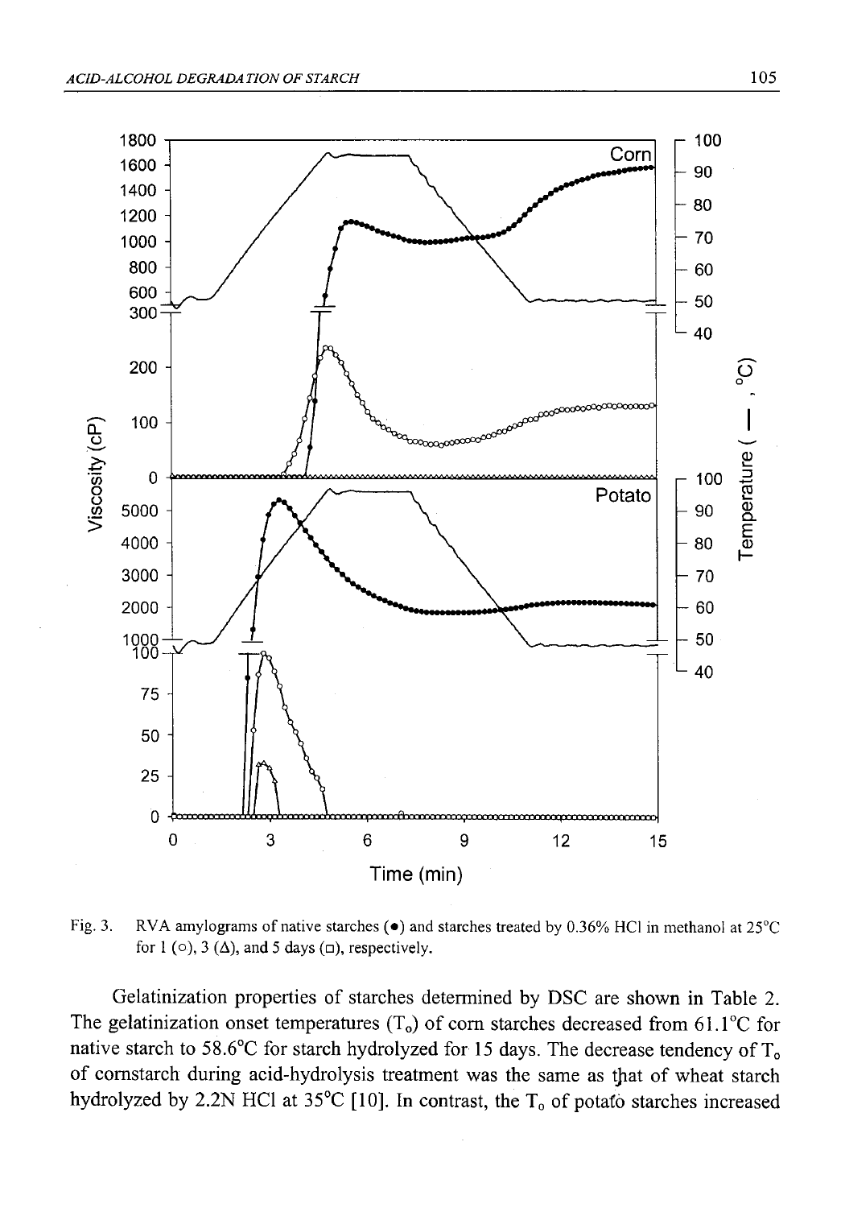Fig. 3. RVA amylograms of native starches (●) and starches treated by 0.36% HCl in methanol at 25°C for 1 (○), 3 (Δ), and 5 days (□), respectively.

Gelatinization properties of starches determined by DSC are shown in Table 2. The gelatinization onset temperatures ($T_o$) of corn starches decreased from 61.1°C for native starch to 58.6°C for starch hydrolyzed for 15 days. The decrease tendency of $T_o$ of cornstarch during acid-hydrolysis treatment was the same as that of wheat starch hydrolyzed by 2.2N HCl at 35°C [10]. In contrast, the $T_o$ of potato starches increased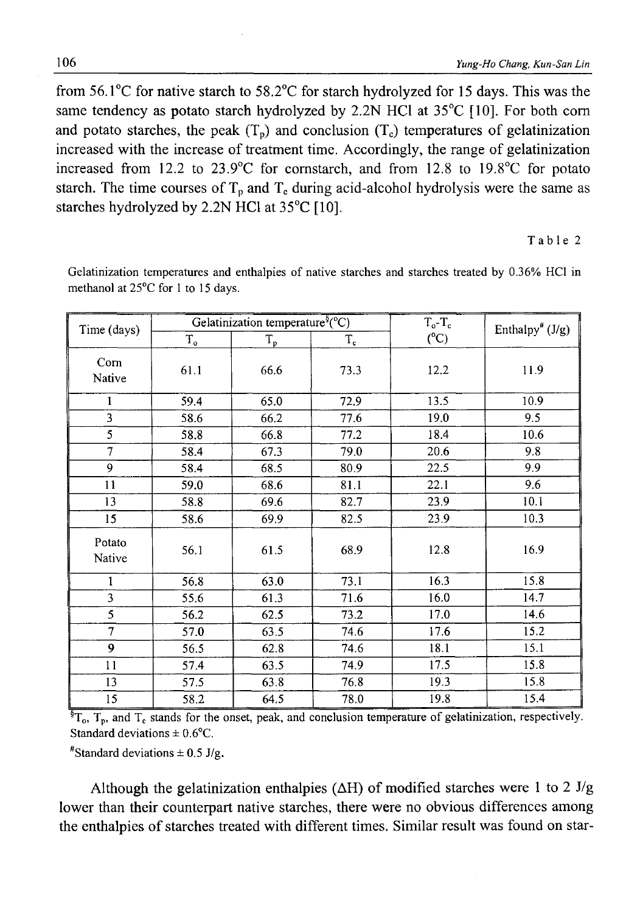from 56.1°C for native starch to 58.2°C for starch hydrolyzed for 15 days. This was the same tendency as potato starch hydrolyzed by 2.2N HCl at 35°C [10]. For both corn and potato starches, the peak ($T_p$) and conclusion ($T_c$) temperatures of gelatinization increased with the increase of treatment time. Accordingly, the range of gelatinization increased from 12.2 to 23.9°C for cornstarch, and from 12.8 to 19.8°C for potato starch. The time courses of $T_p$ and $T_c$ during acid-alcohol hydrolysis were the same as starches hydrolyzed by 2.2N HCl at 35°C [10].

Table 2

Gelatinization temperatures and enthalpies of native starches and starches treated by 0.36% HCl in methanol at 25°C for 1 to 15 days.

| Time (days) | Gelatinization temperature[§] (°C) | | | $T_o$-$T_c$ (°C) | Enthalpy[#] (J/g) |
|---|---|---|---|---|---|
| | $T_o$ | $T_p$ | $T_c$ | | |
| Corn Native | 61.1 | 66.6 | 73.3 | 12.2 | 11.9 |
| 1 | 59.4 | 65.0 | 72.9 | 13.5 | 10.9 |
| 3 | 58.6 | 66.2 | 77.6 | 19.0 | 9.5 |
| 5 | 58.8 | 66.8 | 77.2 | 18.4 | 10.6 |
| 7 | 58.4 | 67.3 | 79.0 | 20.6 | 9.8 |
| 9 | 58.4 | 68.5 | 80.9 | 22.5 | 9.9 |
| 11 | 59.0 | 68.6 | 81.1 | 22.1 | 9.6 |
| 13 | 58.8 | 69.6 | 82.7 | 23.9 | 10.1 |
| 15 | 58.6 | 69.9 | 82.5 | 23.9 | 10.3 |
| Potato Native | 56.1 | 61.5 | 68.9 | 12.8 | 16.9 |
| 1 | 56.8 | 63.0 | 73.1 | 16.3 | 15.8 |
| 3 | 55.6 | 61.3 | 71.6 | 16.0 | 14.7 |
| 5 | 56.2 | 62.5 | 73.2 | 17.0 | 14.6 |
| 7 | 57.0 | 63.5 | 74.6 | 17.6 | 15.2 |
| 9 | 56.5 | 62.8 | 74.6 | 18.1 | 15.1 |
| 11 | 57.4 | 63.5 | 74.9 | 17.5 | 15.8 |
| 13 | 57.5 | 63.8 | 76.8 | 19.3 | 15.8 |
| 15 | 58.2 | 64.5 | 78.0 | 19.8 | 15.4 |

[§] $T_o$, $T_p$, and $T_c$ stands for the onset, peak, and conclusion temperature of gelatinization, respectively. Standard deviations ± 0.6°C.

[#] Standard deviations ± 0.5 J/g.

Although the gelatinization enthalpies ($\Delta H$) of modified starches were 1 to 2 J/g lower than their counterpart native starches, there were no obvious differences among the enthalpies of starches treated with different times. Similar result was found on star-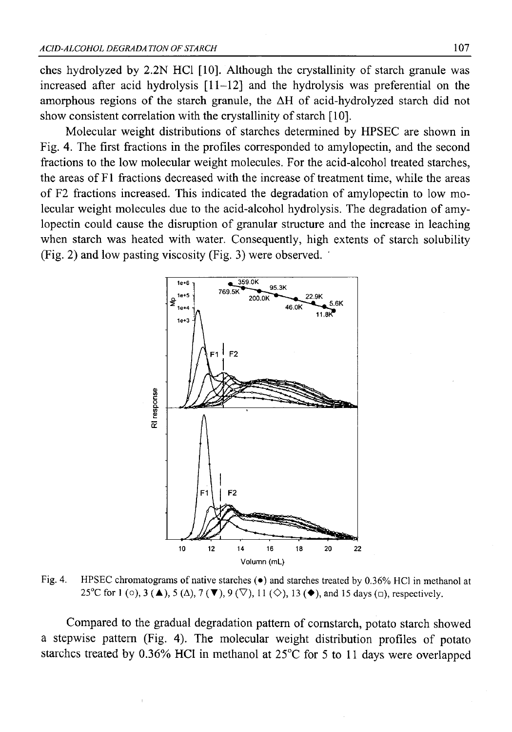ches hydrolyzed by 2.2N HCl [10]. Although the crystallinity of starch granule was increased after acid hydrolysis [11–12] and the hydrolysis was preferential on the amorphous regions of the starch granule, the ΔH of acid-hydrolyzed starch did not show consistent correlation with the crystallinity of starch [10].

Molecular weight distributions of starches determined by HPSEC are shown in Fig. 4. The first fractions in the profiles corresponded to amylopectin, and the second fractions to the low molecular weight molecules. For the acid-alcohol treated starches, the areas of F1 fractions decreased with the increase of treatment time, while the areas of F2 fractions increased. This indicated the degradation of amylopectin to low molecular weight molecules due to the acid-alcohol hydrolysis. The degradation of amylopectin could cause the disruption of granular structure and the increase in leaching when starch was heated with water. Consequently, high extents of starch solubility (Fig. 2) and low pasting viscosity (Fig. 3) were observed.

Fig. 4. HPSEC chromatograms of native starches (●) and starches treated by 0.36% HCl in methanol at 25°C for 1 (○), 3 (▲), 5 (△), 7 (▼), 9 (▽), 11 (◇), 13 (◆), and 15 days (□), respectively.

Compared to the gradual degradation pattern of cornstarch, potato starch showed a stepwise pattern (Fig. 4). The molecular weight distribution profiles of potato starches treated by 0.36% HCl in methanol at 25°C for 5 to 11 days were overlapped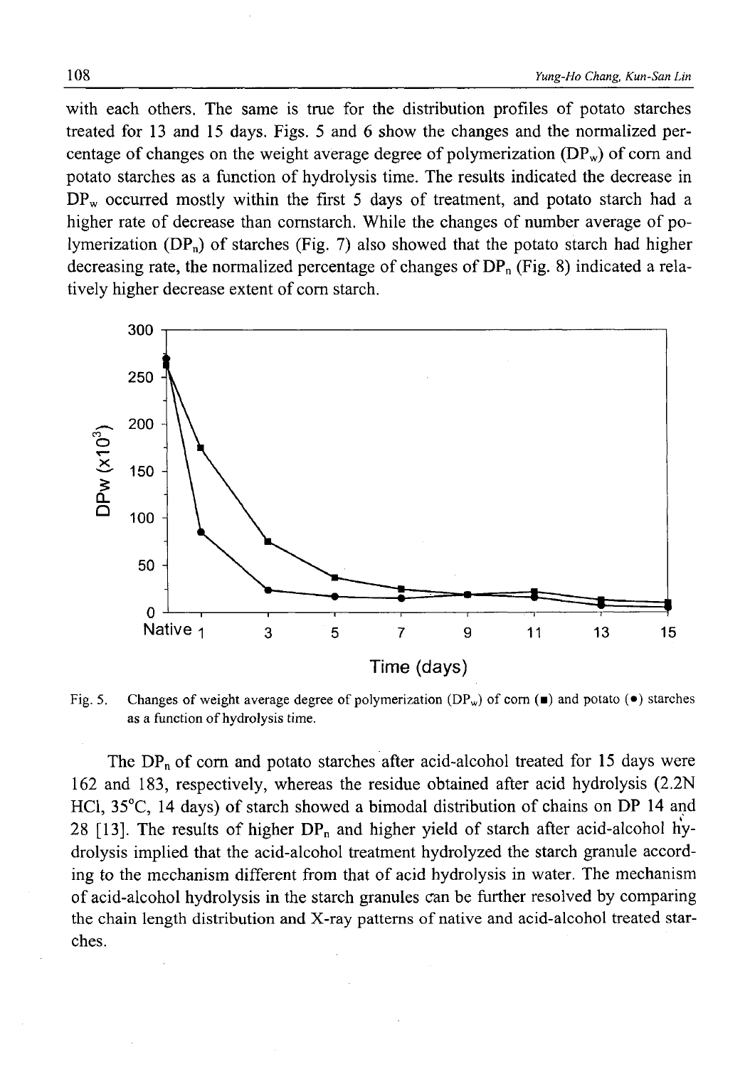with each others. The same is true for the distribution profiles of potato starches treated for 13 and 15 days. Figs. 5 and 6 show the changes and the normalized percentage of changes on the weight average degree of polymerization ($DP_w$) of corn and potato starches as a function of hydrolysis time. The results indicated the decrease in $DP_w$ occurred mostly within the first 5 days of treatment, and potato starch had a higher rate of decrease than cornstarch. While the changes of number average of polymerization ($DP_n$) of starches (Fig. 7) also showed that the potato starch had higher decreasing rate, the normalized percentage of changes of $DP_n$ (Fig. 8) indicated a relatively higher decrease extent of corn starch.

Fig. 5. Changes of weight average degree of polymerization ($DP_w$) of corn (■) and potato (●) starches as a function of hydrolysis time.

The $DP_n$ of corn and potato starches after acid-alcohol treated for 15 days were 162 and 183, respectively, whereas the residue obtained after acid hydrolysis (2.2N HCl, 35°C, 14 days) of starch showed a bimodal distribution of chains on DP 14 and 28 [13]. The results of higher $DP_n$ and higher yield of starch after acid-alcohol hydrolysis implied that the acid-alcohol treatment hydrolyzed the starch granule according to the mechanism different from that of acid hydrolysis in water. The mechanism of acid-alcohol hydrolysis in the starch granules can be further resolved by comparing the chain length distribution and X-ray patterns of native and acid-alcohol treated starches.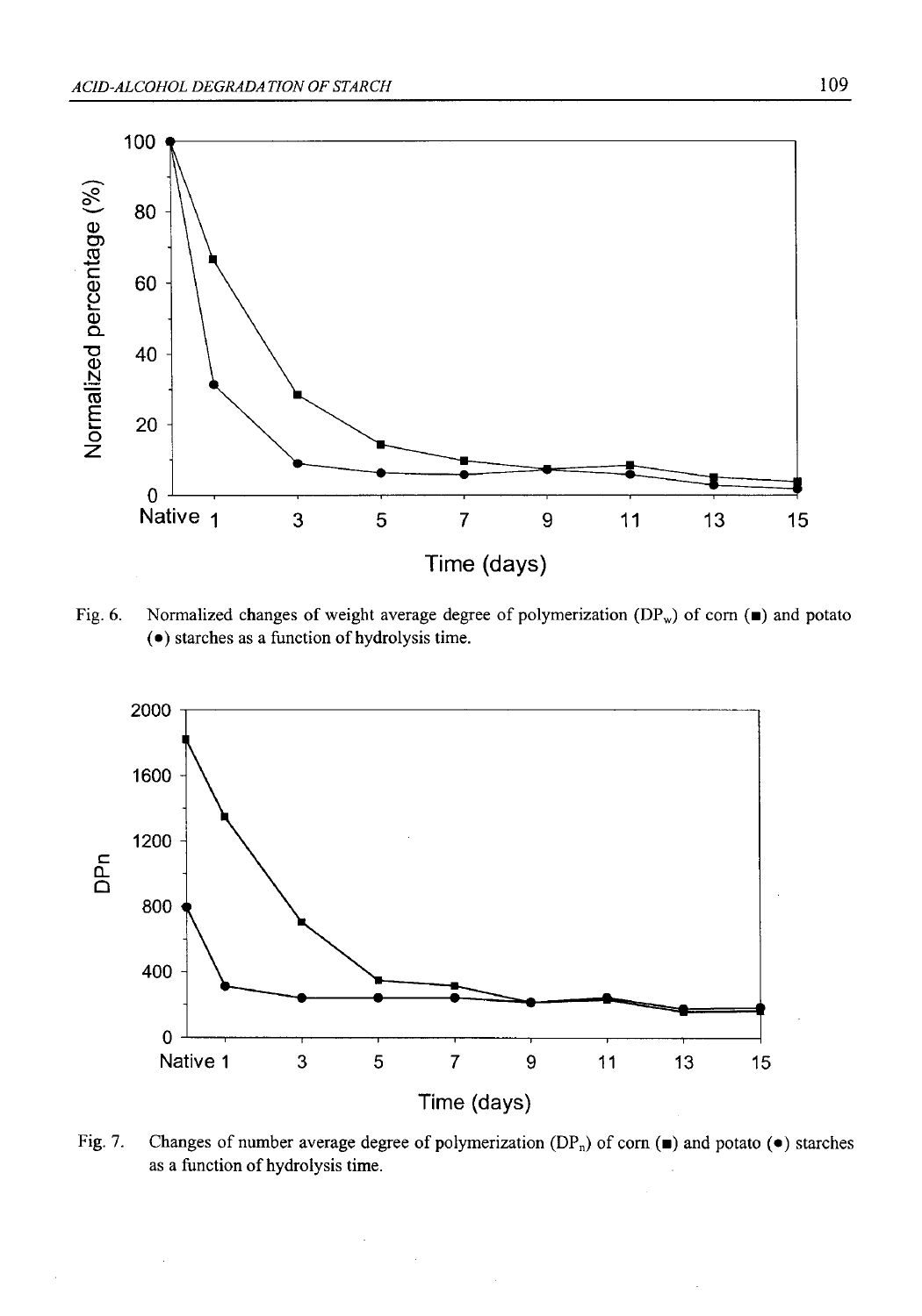Fig. 6. Normalized changes of weight average degree of polymerization ($DP_w$) of corn (■) and potato (●) starches as a function of hydrolysis time.

Fig. 7. Changes of number average degree of polymerization ($DP_n$) of corn (■) and potato (●) starches as a function of hydrolysis time.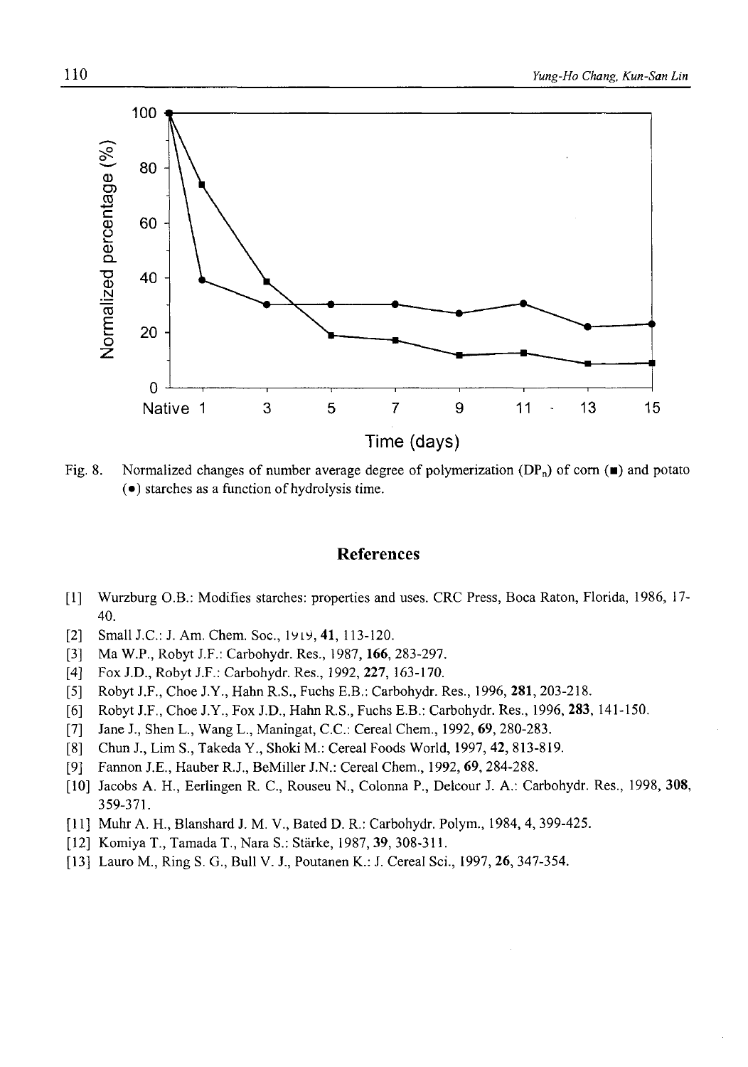Fig. 8. Normalized changes of number average degree of polymerization ($DP_n$) of corn (■) and potato (●) starches as a function of hydrolysis time.

## References

[1] Wurzburg O.B.: Modifies starches: properties and uses. CRC Press, Boca Raton, Florida, 1986, 17-40.

[2] Small J.C.: J. Am. Chem. Soc., 1919, **41**, 113-120.

[3] Ma W.P., Robyt J.F.: Carbohydr. Res., 1987, **166**, 283-297.

[4] Fox J.D., Robyt J.F.: Carbohydr. Res., 1992, **227**, 163-170.

[5] Robyt J.F., Choe J.Y., Hahn R.S., Fuchs E.B.: Carbohydr. Res., 1996, **281**, 203-218.

[6] Robyt J.F., Choe J.Y., Fox J.D., Hahn R.S., Fuchs E.B.: Carbohydr. Res., 1996, **283**, 141-150.

[7] Jane J., Shen L., Wang L., Maningat, C.C.: Cereal Chem., 1992, **69**, 280-283.

[8] Chun J., Lim S., Takeda Y., Shoki M.: Cereal Foods World, 1997, **42**, 813-819.

[9] Fannon J.E., Hauber R.J., BeMiller J.N.: Cereal Chem., 1992, **69**, 284-288.

[10] Jacobs A. H., Eerlingen R. C., Rouseu N., Colonna P., Delcour J. A.: Carbohydr. Res., 1998, **308**, 359-371.

[11] Muhr A. H., Blanshard J. M. V., Bated D. R.: Carbohydr. Polym., 1984, 4, 399-425.

[12] Komiya T., Tamada T., Nara S.: Stärke, 1987, **39**, 308-311.

[13] Lauro M., Ring S. G., Bull V. J., Poutanen K.: J. Cereal Sci., 1997, **26**, 347-354.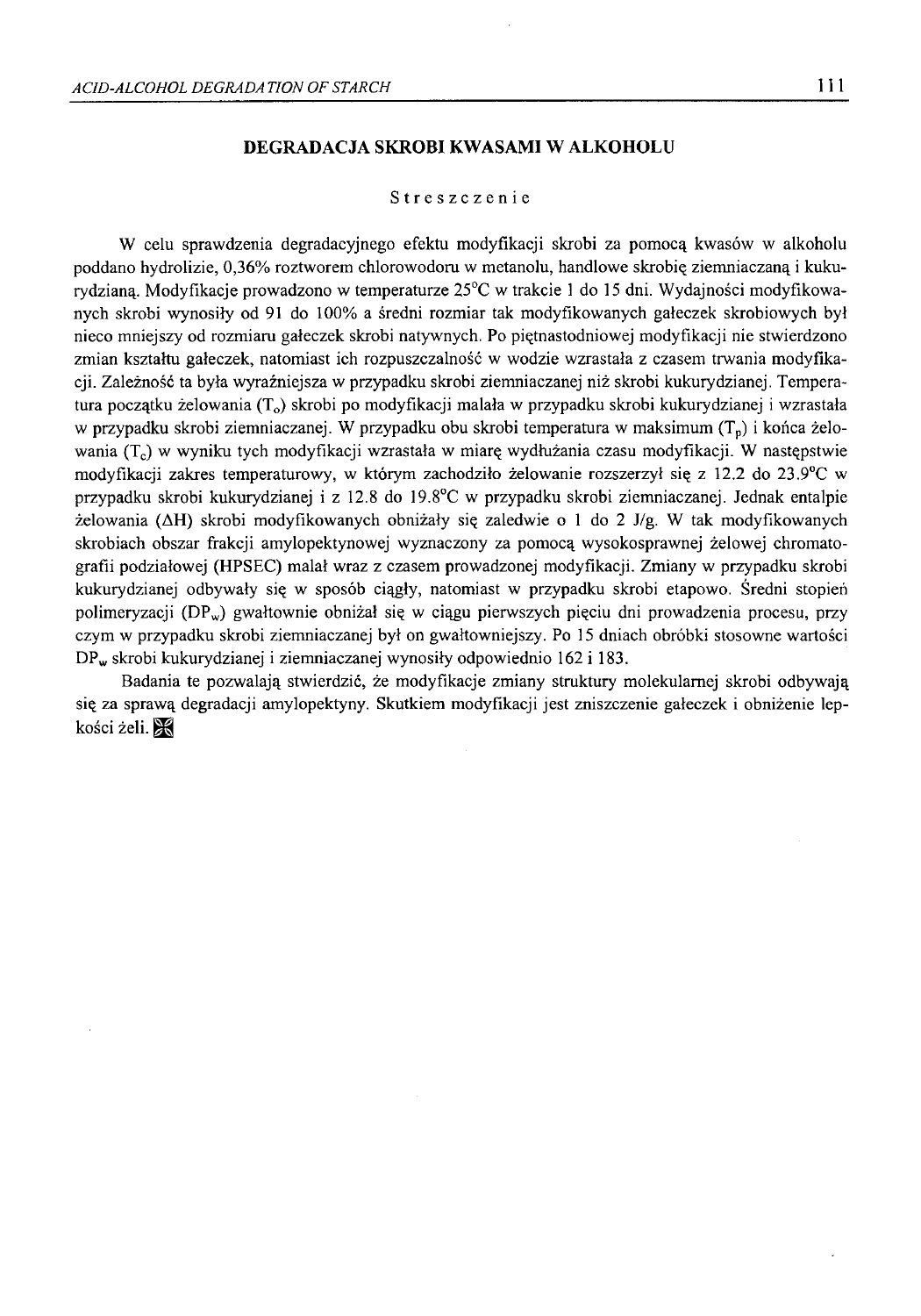## DEGRADACJA SKROBI KWASAMI W ALKOHOLU

### Streszczenie

W celu sprawdzenia degradacyjnego efektu modyfikacji skrobi za pomocą kwasów w alkoholu poddano hydrolizie, 0,36% roztworem chlorowodoru w metanolu, handlowe skrobię ziemniaczaną i kukurydzianą. Modyfikacje prowadzono w temperaturze 25°C w trakcie 1 do 15 dni. Wydajności modyfikowanych skrobi wynosiły od 91 do 100% a średni rozmiar tak modyfikowanych gałeczek skrobiowych był nieco mniejszy od rozmiaru gałeczek skrobi natywnych. Po piętnastodniowej modyfikacji nie stwierdzono zmian kształtu gałeczek, natomiast ich rozpuszczalność w wodzie wzrastała z czasem trwania modyfikacji. Zależność ta była wyraźniejsza w przypadku skrobi ziemniaczanej niż skrobi kukurydzianej. Temperatura początku żelowania ($T_o$) skrobi po modyfikacji malała w przypadku skrobi kukurydzianej i wzrastała w przypadku skrobi ziemniaczanej. W przypadku obu skrobi temperatura w maksimum ($T_p$) i końca żelowania ($T_c$) w wyniku tych modyfikacji wzrastała w miarę wydłużania czasu modyfikacji. W następstwie modyfikacji zakres temperaturowy, w którym zachodziło żelowanie rozszerzył się z 12.2 do 23.9°C w przypadku skrobi kukurydzianej i z 12.8 do 19.8°C w przypadku skrobi ziemniaczanej. Jednak entalpie żelowania ($\Delta H$) skrobi modyfikowanych obniżały się zaledwie o 1 do 2 J/g. W tak modyfikowanych skrobiach obszar frakcji amylopektynowej wyznaczony za pomocą wysokosprawnej żelowej chromatografii podziałowej (HPSEC) malał wraz z czasem prowadzonej modyfikacji. Zmiany w przypadku skrobi kukurydzianej odbywały się w sposób ciągły, natomiast w przypadku skrobi etapowo. Średni stopień polimeryzacji ($DP_w$) gwałtownie obniżał się w ciągu pierwszych pięciu dni prowadzenia procesu, przy czym w przypadku skrobi ziemniaczanej był on gwałtowniejszy. Po 15 dniach obróbki stosowne wartości $DP_w$ skrobi kukurydzianej i ziemniaczanej wynosiły odpowiednio 162 i 183.

Badania te pozwalają stwierdzić, że modyfikacje zmiany struktury molekularnej skrobi odbywają się za sprawą degradacji amylopektyny. Skutkiem modyfikacji jest zniszczenie gałeczek i obniżenie lepkości żeli.